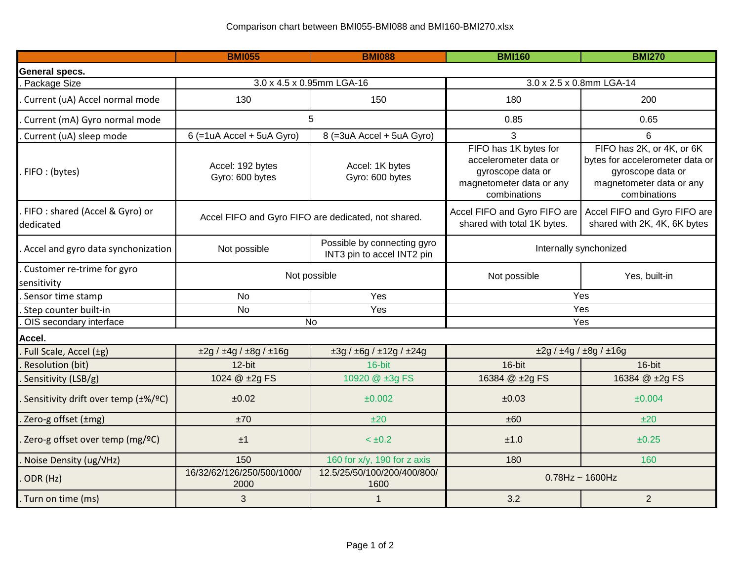Comparison chart between BMI055-BMI088 and BMI160-BMI270.xlsx

| | BMI055 | BMI088 | BMI160 | BMI270 |
|---|---|---|---|---|
| **General specs.** | | | | |
| . Package Size | 3.0 x 4.5 x 0.95mm LGA-16 | | 3.0 x 2.5 x 0.8mm LGA-14 | |
| . Current (uA) Accel normal mode | 130 | 150 | 180 | 200 |
| . Current (mA) Gyro normal mode | 5 | | 0.85 | 0.65 |
| . Current (uA) sleep mode | 6 (=1uA Accel + 5uA Gyro) | 8 (=3uA Accel + 5uA Gyro) | 3 | 6 |
| . FIFO : (bytes) | Accel: 192 bytes<br>Gyro: 600 bytes | Accel: 1K bytes<br>Gyro: 600 bytes | FIFO has 1K bytes for accelerometer data or gyroscope data or magnetometer data or any combinations | FIFO has 2K, or 4K, or 6K bytes for accelerometer data or gyroscope data or magnetometer data or any combinations |
| . FIFO : shared (Accel & Gyro) or dedicated | Accel FIFO and Gyro FIFO are dedicated, not shared. | | Accel FIFO and Gyro FIFO are shared with total 1K bytes. | Accel FIFO and Gyro FIFO are shared with 2K, 4K, 6K bytes |
| . Accel and gyro data synchonization | Not possible | Possible by connecting gyro INT3 pin to accel INT2 pin | Internally synchonized | |
| . Customer re-trime for gyro sensitivity | Not possible | | Not possible | Yes, built-in |
| . Sensor time stamp | No | Yes | Yes | |
| . Step counter built-in | No | Yes | Yes | |
| . OIS secondary interface | No | | Yes | |
| **Accel.** | | | | |
| . Full Scale, Accel (±g) | ±2g / ±4g / ±8g / ±16g | ±3g / ±6g / ±12g / ±24g | ±2g / ±4g / ±8g / ±16g | |
| . Resolution (bit) | 12-bit | 16-bit | 16-bit | 16-bit |
| . Sensitivity (LSB/g) | 1024 @ ±2g FS | 10920 @ ±3g FS | 16384 @ ±2g FS | 16384 @ ±2g FS |
| . Sensitivity drift over temp (±%/ºC) | ±0.02 | ±0.002 | ±0.03 | ±0.004 |
| . Zero-g offset (±mg) | ±70 | ±20 | ±60 | ±20 |
| . Zero-g offset over temp (mg/ºC) | ±1 | < ±0.2 | ±1.0 | ±0.25 |
| . Noise Density (ug/√Hz) | 150 | 160 for x/y, 190 for z axis | 180 | 160 |
| . ODR (Hz) | 16/32/62/126/250/500/1000/2000 | 12.5/25/50/100/200/400/800/1600 | 0.78Hz ~ 1600Hz | |
| . Turn on time (ms) | 3 | 1 | 3.2 | 2 |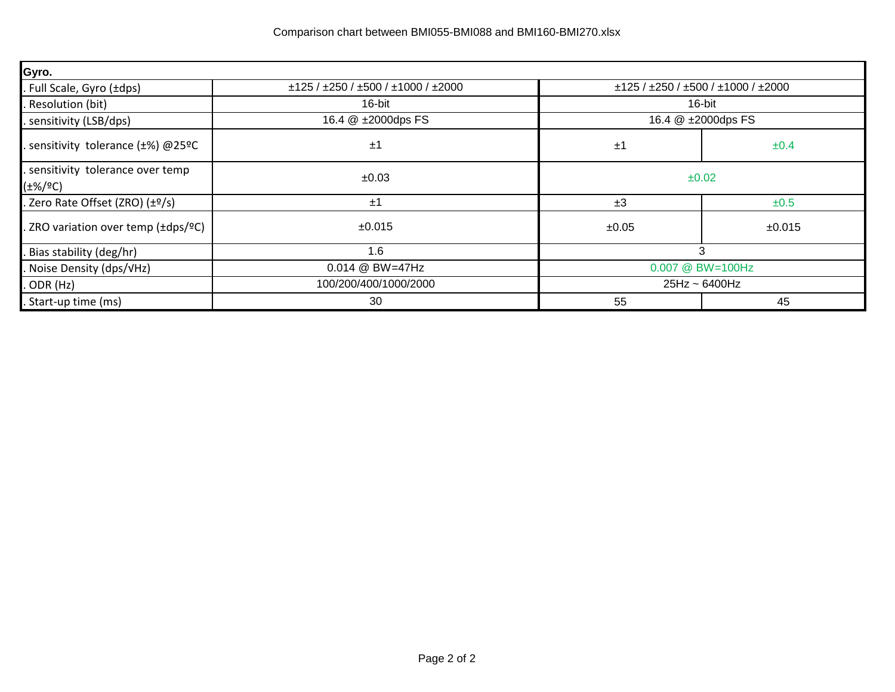| Gyro. | | | |
| --- | --- | --- | --- |
| . Full Scale, Gyro (±dps) | ±125 / ±250 / ±500 / ±1000 / ±2000 | ±125 / ±250 / ±500 / ±1000 / ±2000 | |
| . Resolution (bit) | 16-bit | 16-bit | |
| . sensitivity (LSB/dps) | 16.4 @ ±2000dps FS | 16.4 @ ±2000dps FS | |
| . sensitivity tolerance (±%) @25ºC | ±1 | ±1 | ±0.4 |
| . sensitivity tolerance over temp (±%/ºC) | ±0.03 | ±0.02 | |
| . Zero Rate Offset (ZRO) (±º/s) | ±1 | ±3 | ±0.5 |
| . ZRO variation over temp (±dps/ºC) | ±0.015 | ±0.05 | ±0.015 |
| . Bias stability (deg/hr) | 1.6 | 3 | |
| . Noise Density (dps/√Hz) | 0.014 @ BW=47Hz | 0.007 @ BW=100Hz | |
| . ODR (Hz) | 100/200/400/1000/2000 | 25Hz ~ 6400Hz | |
| . Start-up time (ms) | 30 | 55 | 45 |